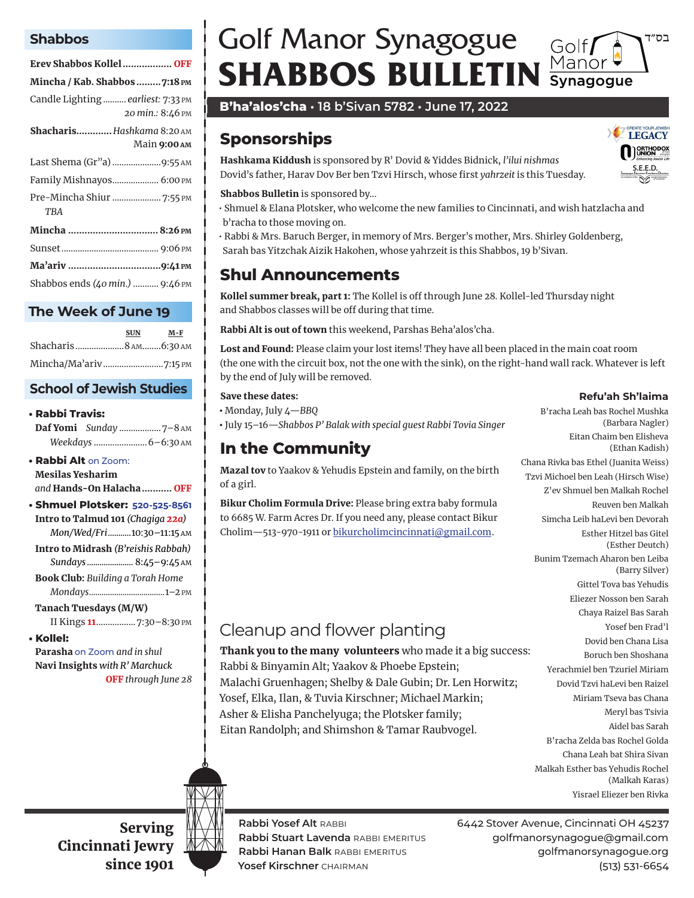# Golf Manor Synagogue SHABBOS BULLETIN

בס"ד

Golf Manor Synagogue

**B'ha'alos'cha** • 18 b'Sivan 5782 • June 17, 2022

## Shabbos

**Erev Shabbos Kollel** .................. **OFF**

**Mincha / Kab. Shabbos** ......... **7:18 PM**

Candle Lighting .......... *earliest:* 7:33 PM
*20 min.:* 8:46 PM

**Shacharis** ............ *Hashkama* 8:20 AM
Main **9:00 AM**

Last Shema (Gr"a) ..................... 9:55 AM

Family Mishnayos.................... 6:00 PM

Pre-Mincha Shiur ..................... 7:55 PM
*TBA*

**Mincha** ................................ **8:26 PM**

Sunset .......................................... 9:06 PM

**Ma'ariv** ................................. **9:41 PM**

Shabbos ends *(40 min.)* ........... 9:46 PM

## The Week of June 19

| | SUN | M-F |
|---|---|---|
| Shacharis | 8 AM | 6:30 AM |
| Mincha/Ma'ariv | | 7:15 PM |

## School of Jewish Studies

- **Rabbi Travis:**
  **Daf Yomi** *Sunday* .................. 7–8 AM
  *Weekdays* ........................ 6–6:30 AM
- **Rabbi Alt** on Zoom:
  **Mesilas Yesharim**
  *and* **Hands-On Halacha** ........... **OFF**
- **Shmuel Plotsker: 520-525-8561**
  **Intro to Talmud 101** *(Chagiga 22a)*
  *Mon/Wed/Fri* ...........10:30–11:15 AM
  **Intro to Midrash** *(B'reishis Rabbah)*
  *Sundays* ...................... 8:45–9:45 AM
  **Book Club:** *Building a Torah Home*
  *Mondays*.................................... 1–2 PM
  **Tanach Tuesdays (M/W)**
  II Kings **11**................. 7:30–8:30 PM
- **Kollel:**
  **Parasha** on Zoom *and in shul*
  **Navi Insights** *with R' Marchuck*
  **OFF** *through June 28*

## Sponsorships

**Hashkama Kiddush** is sponsored by R' Dovid & Yiddes Bidnick, *l'ilui nishmas* Dovid's father, Harav Dov Ber ben Tzvi Hirsch, whose first *yahrzeit* is this Tuesday.

**Shabbos Bulletin** is sponsored by...

- Shmuel & Elana Plotsker, who welcome the new families to Cincinnati, and wish hatzlacha and b'racha to those moving on.
- Rabbi & Mrs. Baruch Berger, in memory of Mrs. Berger's mother, Mrs. Shirley Goldenberg, Sarah bas Yitzchak Aizik Hakohen, whose yahrzeit is this Shabbos, 19 b'Sivan.

## Shul Announcements

**Kollel summer break, part 1:** The Kollel is off through June 28. Kollel-led Thursday night and Shabbos classes will be off during that time.

**Rabbi Alt is out of town** this weekend, Parshas Beha'alos'cha.

**Lost and Found:** Please claim your lost items! They have all been placed in the main coat room (the one with the circuit box, not the one with the sink), on the right-hand wall rack. Whatever is left by the end of July will be removed.

**Save these dates:**

- Monday, July 4—*BBQ*
- July 15–16—*Shabbos P' Balak with special guest Rabbi Tovia Singer*

## In the Community

**Mazal tov** to Yaakov & Yehudis Epstein and family, on the birth of a girl.

**Bikur Cholim Formula Drive:** Please bring extra baby formula to 6685 W. Farm Acres Dr. If you need any, please contact Bikur Cholim—513-970-1911 or bikurcholimcincinnati@gmail.com.

## Cleanup and flower planting

**Thank you to the many volunteers** who made it a big success: Rabbi & Binyamin Alt; Yaakov & Phoebe Epstein; Malachi Gruenhagen; Shelby & Dale Gubin; Dr. Len Horwitz; Yosef, Elka, Ilan, & Tuvia Kirschner; Michael Markin; Asher & Elisha Panchelyuga; the Plotsker family; Eitan Randolph; and Shimshon & Tamar Raubvogel.

### Refu'ah Sh'laima

B'racha Leah bas Rochel Mushka (Barbara Nagler)
Eitan Chaim ben Elisheva (Ethan Kadish)
Chana Rivka bas Ethel (Juanita Weiss)
Tzvi Michoel ben Leah (Hirsch Wise)
Z'ev Shmuel ben Malkah Rochel
Reuven ben Malkah
Simcha Leib haLevi ben Devorah
Esther Hitzel bas Gitel (Esther Deutch)
Bunim Tzemach Aharon ben Leiba (Barry Silver)
Gittel Tova bas Yehudis
Eliezer Nosson ben Sarah
Chaya Raizel Bas Sarah
Yosef ben Frad'l
Dovid ben Chana Lisa
Boruch ben Shoshana
Yerachmiel ben Tzuriel Miriam
Dovid Tzvi haLevi ben Raizel
Miriam Tseva bas Chana
Meryl bas Tsivia
Aidel bas Sarah
B'racha Zelda bas Rochel Golda
Chana Leah bat Shira Sivan
Malkah Esther bas Yehudis Rochel (Malkah Karas)
Yisrael Eliezer ben Rivka

Create Your Jewish Legacy · Orthodox Union · S.E.E.D.

---

**Serving Cincinnati Jewry since 1901**

**Rabbi Yosef Alt** RABBI
**Rabbi Stuart Lavenda** RABBI EMERITUS
**Rabbi Hanan Balk** RABBI EMERITUS
**Yosef Kirschner** CHAIRMAN

6442 Stover Avenue, Cincinnati OH 45237
golfmanorsynagogue@gmail.com
golfmanorsynagogue.org
(513) 531-6654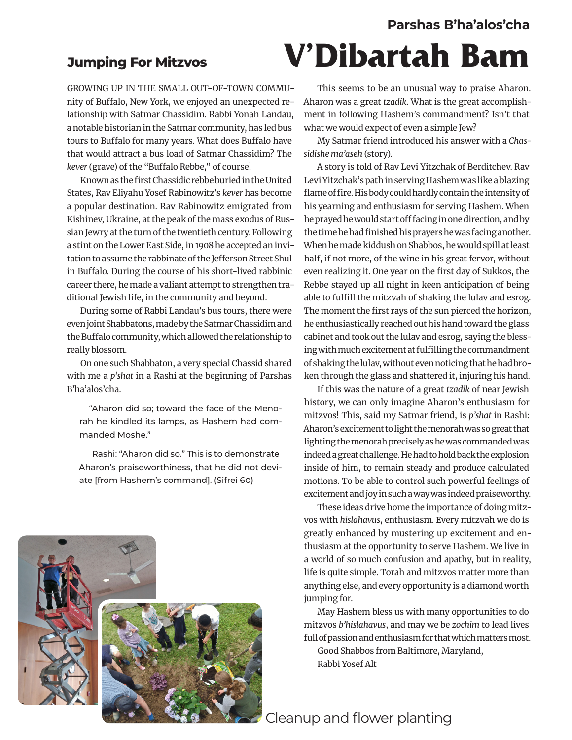# V'Dibartah Bam

## Parshas B'ha'alos'cha

### Jumping For Mitzvos

GROWING UP IN THE SMALL OUT-OF-TOWN COMMUNITY of Buffalo, New York, we enjoyed an unexpected relationship with Satmar Chassidim. Rabbi Yonah Landau, a notable historian in the Satmar community, has led bus tours to Buffalo for many years. What does Buffalo have that would attract a bus load of Satmar Chassidim? The *kever* (grave) of the "Buffalo Rebbe," of course!

Known as the first Chassidic rebbe buried in the United States, Rav Eliyahu Yosef Rabinowitz's *kever* has become a popular destination. Rav Rabinowitz emigrated from Kishinev, Ukraine, at the peak of the mass exodus of Russian Jewry at the turn of the twentieth century. Following a stint on the Lower East Side, in 1908 he accepted an invitation to assume the rabbinate of the Jefferson Street Shul in Buffalo. During the course of his short-lived rabbinic career there, he made a valiant attempt to strengthen traditional Jewish life, in the community and beyond.

During some of Rabbi Landau's bus tours, there were even joint Shabbatons, made by the Satmar Chassidim and the Buffalo community, which allowed the relationship to really blossom.

On one such Shabbaton, a very special Chassid shared with me a *p'shat* in a Rashi at the beginning of Parshas B'ha'alos'cha.

> "Aharon did so; toward the face of the Menorah he kindled its lamps, as Hashem had commanded Moshe."
>
> Rashi: "Aharon did so." This is to demonstrate Aharon's praiseworthiness, that he did not deviate [from Hashem's command]. (Sifrei 60)

This seems to be an unusual way to praise Aharon. Aharon was a great *tzadik*. What is the great accomplishment in following Hashem's commandment? Isn't that what we would expect of even a simple Jew?

My Satmar friend introduced his answer with a *Chassidishe ma'aseh* (story).

A story is told of Rav Levi Yitzchak of Berditchev. Rav Levi Yitzchak's path in serving Hashem was like a blazing flame of fire. His body could hardly contain the intensity of his yearning and enthusiasm for serving Hashem. When he prayed he would start off facing in one direction, and by the time he had finished his prayers he was facing another. When he made kiddush on Shabbos, he would spill at least half, if not more, of the wine in his great fervor, without even realizing it. One year on the first day of Sukkos, the Rebbe stayed up all night in keen anticipation of being able to fulfill the mitzvah of shaking the lulav and esrog. The moment the first rays of the sun pierced the horizon, he enthusiastically reached out his hand toward the glass cabinet and took out the lulav and esrog, saying the blessing with much excitement at fulfilling the commandment of shaking the lulav, without even noticing that he had broken through the glass and shattered it, injuring his hand.

If this was the nature of a great *tzadik* of near Jewish history, we can only imagine Aharon's enthusiasm for mitzvos! This, said my Satmar friend, is *p'shat* in Rashi: Aharon's excitement to light the menorah was so great that lighting the menorah precisely as he was commanded was indeed a great challenge. He had to hold back the explosion inside of him, to remain steady and produce calculated motions. To be able to control such powerful feelings of excitement and joy in such a way was indeed praiseworthy.

These ideas drive home the importance of doing mitzvos with *hislahavus*, enthusiasm. Every mitzvah we do is greatly enhanced by mustering up excitement and enthusiasm at the opportunity to serve Hashem. We live in a world of so much confusion and apathy, but in reality, life is quite simple. Torah and mitzvos matter more than anything else, and every opportunity is a diamond worth jumping for.

May Hashem bless us with many opportunities to do mitzvos *b'hislahavus*, and may we be *zochim* to lead lives full of passion and enthusiasm for that which matters most.

Good Shabbos from Baltimore, Maryland,
Rabbi Yosef Alt

Cleanup and flower planting